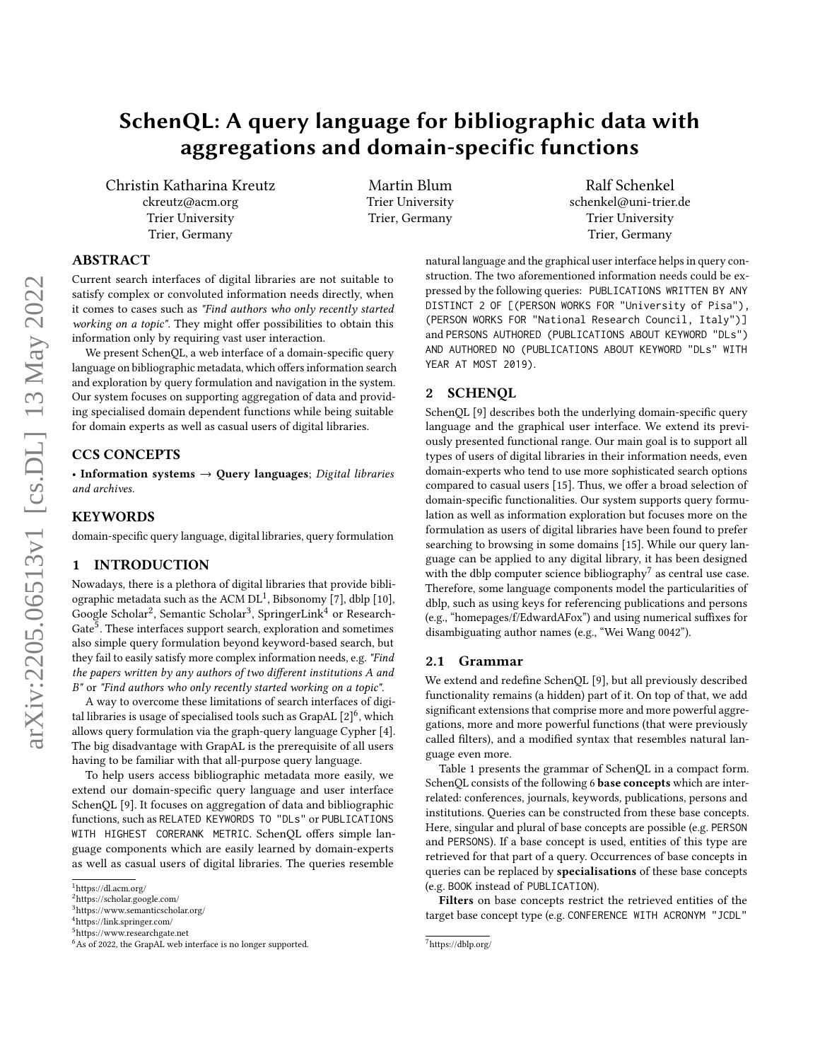# SchenQL: A query language for bibliographic data with aggregations and domain-specific functions

Christin Katharina Kreutz
ckreutz@acm.org
Trier University
Trier, Germany

Martin Blum
Trier University
Trier, Germany

Ralf Schenkel
schenkel@uni-trier.de
Trier University
Trier, Germany

## ABSTRACT

Current search interfaces of digital libraries are not suitable to satisfy complex or convoluted information needs directly, when it comes to cases such as *"Find authors who only recently started working on a topic"*. They might offer possibilities to obtain this information only by requiring vast user interaction.

We present SchenQL, a web interface of a domain-specific query language on bibliographic metadata, which offers information search and exploration by query formulation and navigation in the system. Our system focuses on supporting aggregation of data and providing specialised domain dependent functions while being suitable for domain experts as well as casual users of digital libraries.

## CCS CONCEPTS

• **Information systems → Query languages**; *Digital libraries and archives.*

## KEYWORDS

domain-specific query language, digital libraries, query formulation

## 1 INTRODUCTION

Nowadays, there is a plethora of digital libraries that provide bibliographic metadata such as the ACM DL[1], Bibsonomy [7], dblp [10], Google Scholar[2], Semantic Scholar[3], SpringerLink[4] or ResearchGate[5]. These interfaces support search, exploration and sometimes also simple query formulation beyond keyword-based search, but they fail to easily satisfy more complex information needs, e.g. *"Find the papers written by any authors of two different institutions A and B"* or *"Find authors who only recently started working on a topic"*.

A way to overcome these limitations of search interfaces of digital libraries is usage of specialised tools such as GrapAL [2][6], which allows query formulation via the graph-query language Cypher [4]. The big disadvantage with GrapAL is the prerequisite of all users having to be familiar with that all-purpose query language.

To help users access bibliographic metadata more easily, we extend our domain-specific query language and user interface SchenQL [9]. It focuses on aggregation of data and bibliographic functions, such as `RELATED KEYWORDS TO "DLs"` or `PUBLICATIONS WITH HIGHEST CORERANK METRIC`. SchenQL offers simple language components which are easily learned by domain-experts as well as casual users of digital libraries. The queries resemble natural language and the graphical user interface helps in query construction. The two aforementioned information needs could be expressed by the following queries: `PUBLICATIONS WRITTEN BY ANY DISTINCT 2 OF [(PERSON WORKS FOR "University of Pisa"), (PERSON WORKS FOR "National Research Council, Italy")]` and `PERSONS AUTHORED (PUBLICATIONS ABOUT KEYWORD "DLs") AND AUTHORED NO (PUBLICATIONS ABOUT KEYWORD "DLs" WITH YEAR AT MOST 2019)`.

## 2 SCHENQL

SchenQL [9] describes both the underlying domain-specific query language and the graphical user interface. We extend its previously presented functional range. Our main goal is to support all types of users of digital libraries in their information needs, even domain-experts who tend to use more sophisticated search options compared to casual users [15]. Thus, we offer a broad selection of domain-specific functionalities. Our system supports query formulation as well as information exploration but focuses more on the formulation as users of digital libraries have been found to prefer searching to browsing in some domains [15]. While our query language can be applied to any digital library, it has been designed with the dblp computer science bibliography[7] as central use case. Therefore, some language components model the particularities of dblp, such as using keys for referencing publications and persons (e.g., "homepages/f/EdwardAFox") and using numerical suffixes for disambiguating author names (e.g., "Wei Wang 0042").

### 2.1 Grammar

We extend and redefine SchenQL [9], but all previously described functionality remains (a hidden) part of it. On top of that, we add significant extensions that comprise more and more powerful aggregations, more and more powerful functions (that were previously called filters), and a modified syntax that resembles natural language even more.

Table 1 presents the grammar of SchenQL in a compact form. SchenQL consists of the following 6 **base concepts** which are interrelated: conferences, journals, keywords, publications, persons and institutions. Queries can be constructed from these base concepts. Here, singular and plural of base concepts are possible (e.g. `PERSON` and `PERSONS`). If a base concept is used, entities of this type are retrieved for that part of a query. Occurrences of base concepts in queries can be replaced by **specialisations** of these base concepts (e.g. `BOOK` instead of `PUBLICATION`).

**Filters** on base concepts restrict the retrieved entities of the target base concept type (e.g. `CONFERENCE WITH ACRONYM "JCDL"`

---

[1]https://dl.acm.org/
[2]https://scholar.google.com/
[3]https://www.semanticscholar.org/
[4]https://link.springer.com/
[5]https://www.researchgate.net
[6]As of 2022, the GrapAL web interface is no longer supported.
[7]https://dblp.org/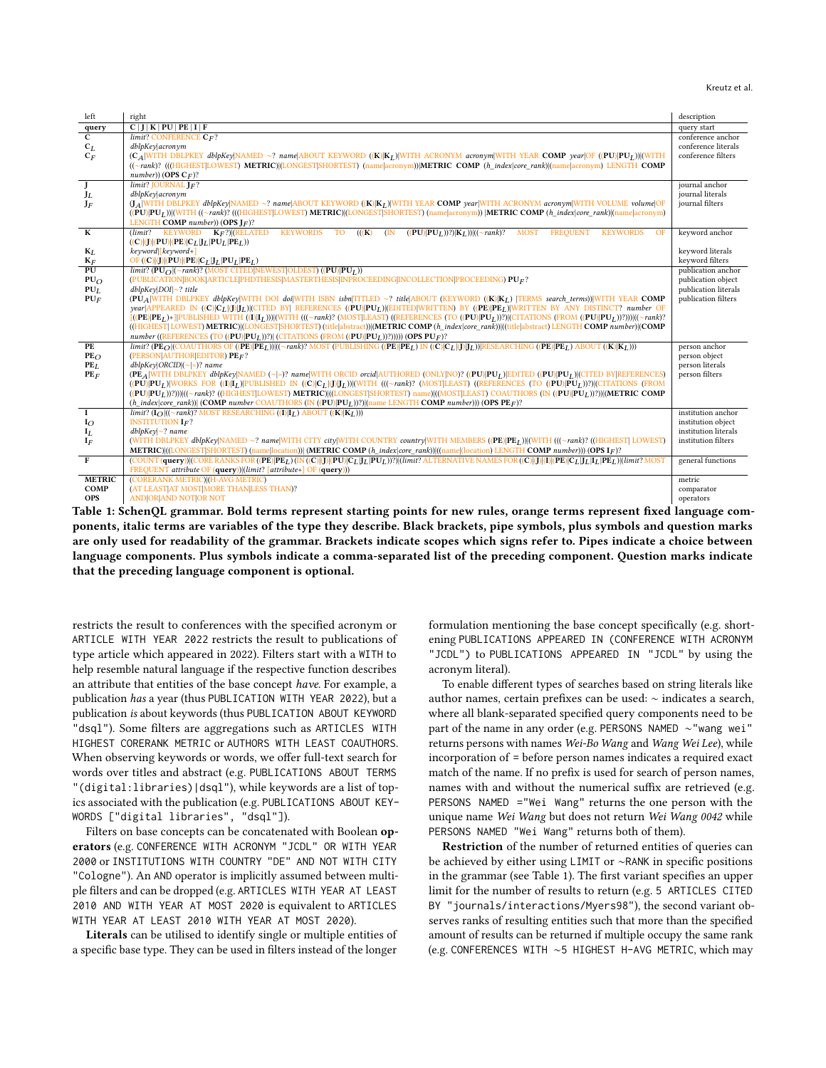| left | right | description |
|---|---|---|
| **query** | **C** \| **J** \| **K** \| **PU** \| **PE** \| **I** \| **F** | query start |
| **C** | *limit*? CONFERENCE $\mathbf{C}_F$? | conference anchor |
| $\mathbf{C}_L$ | *dblpKey*\|*acronym* | conference literals |
| $\mathbf{C}_F$ | ($\mathbf{C}_A$\|WITH DBLPKEY *dblpKey*\|NAMED ~? *name*\|ABOUT KEYWORD ((**K**)\|$\mathbf{K}_L$)\|WITH ACRONYM *acronym*\|WITH YEAR **COMP** *year*\|OF ((**PU**)\|$\mathbf{PU}_L$))\|(WITH ((~*rank*)? (((HIGHEST\|LOWEST) **METRIC**)\|(LONGEST\|SHORTEST) (name\|acronym)))\|**METRIC COMP** (*h_index*\|*core_rank*)\|(name\|acronym) LENGTH **COMP** *number*)) (**OPS** $\mathbf{C}_F$)? | conference filters |
| **J** | *limit*? JOURNAL $\mathbf{J}_F$? | journal anchor |
| $\mathbf{J}_L$ | *dblpKey*\|*acronym* | journal literals |
| $\mathbf{J}_F$ | ($\mathbf{J}_A$\|WITH DBLPKEY *dblpKey*\|NAMED ~? *name*\|ABOUT KEYWORD ((**K**)\|$\mathbf{K}_L$)\|WITH YEAR **COMP** *year*\|WITH ACRONYM *acronym*\|WITH VOLUME *volume*\|OF ((**PU**)\|$\mathbf{PU}_L$))\|(WITH ((~*rank*)? (((HIGHEST\|LOWEST) **METRIC**)\|(LONGEST\|SHORTEST) (name\|acronym)) \|**METRIC COMP** (*h_index*\|*core_rank*)\|(name\|acronym) LENGTH **COMP** *number*)) (**OPS** $\mathbf{J}_F$)? | journal filters |
| **K** | (*limit*? KEYWORD $\mathbf{K}_F$?)\|(RELATED KEYWORDS TO (((**K**) (IN ((**PU**)\|$\mathbf{PU}_L$))?)\|$\mathbf{K}_L$))\|((~*rank*)? MOST FREQUENT KEYWORDS OF ((**C**)\|(**J**)\|(**PU**)\|(**PE**)\|$\mathbf{C}_L$\|$\mathbf{J}_L$\|$\mathbf{PU}_L$\|$\mathbf{PE}_L$)) | keyword anchor |
| $\mathbf{K}_L$ | *keyword*\|[*keyword+*] | keyword literals |
| $\mathbf{K}_F$ | OF ((**C**)\|(**J**)\|(**PU**)\|(**PE**)\|$\mathbf{C}_L$\|$\mathbf{J}_L$\|$\mathbf{PU}_L$\|$\mathbf{PE}_L$) | keyword filters |
| **PU** | *limit*? ($\mathbf{PU}_O$\|(~*rank*)? (MOST CITED\|NEWEST\|OLDEST) ((**PU**)\|$\mathbf{PU}_L$)) | publication anchor |
| $\mathbf{PU}_O$ | (PUBLICATION\|BOOK\|ARTICLE\|PHDTHESIS\|MASTERTHESIS\|INPROCEEDING\|INCOLLECTION\|PROCEEDING) $\mathbf{PU}_F$? | publication object |
| $\mathbf{PU}_L$ | *dblpKey*\|*DOI*\|~? *title* | publication literals |
| $\mathbf{PU}_F$ | ($\mathbf{PU}_A$\|WITH DBLPKEY *dblpKey*\|WITH DOI *doi*\|WITH ISBN *isbn*\|TITLED ~? *title*\|ABOUT (KEYWORD ((**K**)\|$\mathbf{K}_L$) \|TERMS *search_terms*)\|WITH YEAR **COMP** *year*\|APPEARED IN ((**C**)\|$\mathbf{C}_L$\|(**J**)\|$\mathbf{J}_L$)\|(CITED BY\| REFERENCES ((**PU**)\|$\mathbf{PU}_L$)\|(EDITED\|WRITTEN) BY ((**PE**)\|$\mathbf{PE}_L$)\|WRITTEN BY ANY DISTINCT? *number* OF [((**PE**)\|$\mathbf{PE}_L$)+]\|PUBLISHED WITH ((**I**)\|$\mathbf{I}_L$)))\|(WITH (((~*rank*)? (MOST\|LEAST) ((REFERENCES (TO ((**PU**)\|$\mathbf{PU}_L$))?)\|(CITATIONS (FROM ((**PU**)\|$\mathbf{PU}_L$))?)))\|((~*rank*)? ((HIGHEST\| LOWEST) **METRIC**)\|(LONGEST\|SHORTEST) (title\|abstract))\|(**METRIC COMP** (*h_index*\|*core_rank*))\|((title\|abstract) LENGTH **COMP** *number*)\|(**COMP** *number* ((REFERENCES (TO ((**PU**)\|$\mathbf{PU}_L$))?)\| (CITATIONS (FROM ((**PU**)\|$\mathbf{PU}_L$))?))))) (**OPS** $\mathbf{PU}_F$)? | publication filters |
| **PE** | *limit*? ($\mathbf{PE}_O$\|(COAUTHORS OF ((**PE**)\|$\mathbf{PE}_L$))\|(~*rank*)? MOST (PUBLISHING ((**PE**)\|$\mathbf{PE}_L$) IN ((**C**)\|$\mathbf{C}_L$\|(**J**)\|$\mathbf{J}_L$))\|RESEARCHING ((**PE**)\|$\mathbf{PE}_L$) ABOUT ((**K**)\|$\mathbf{K}_L$))) | person anchor |
| $\mathbf{PE}_O$ | (PERSON\|AUTHOR\|EDITOR) $\mathbf{PE}_F$? | person object |
| $\mathbf{PE}_L$ | *dblpKey*\|*ORCID*\|(~\|=)? *name* | person literals |
| $\mathbf{PE}_F$ | ($\mathbf{PE}_A$\|WITH DBLPKEY *dblpKey*\|NAMED (~\|=)? *name*\|WITH ORCID *orcid*\|AUTHORED (ONLY\|NO)? ((**PU**)\|$\mathbf{PU}_L$)\|EDITED ((**PU**)\|$\mathbf{PU}_L$)\|(CITED BY\|REFERENCES) ((**PU**)\|$\mathbf{PU}_L$)\|WORKS FOR ((**I**)\|$\mathbf{I}_L$)\|PUBLISHED IN ((**C**)\|$\mathbf{C}_L$\|(**J**)\|$\mathbf{J}_L$))\|(WITH (((~*rank*)? (MOST\|LEAST) ((REFERENCES (TO ((**PU**)\|$\mathbf{PU}_L$))?)\|(CITATIONS (FROM ((**PU**)\|$\mathbf{PU}_L$))?)))\|((~*rank*)? ((HIGHEST\|LOWEST) **METRIC**)\|((LONGEST\|SHORTEST) name)\|((MOST\|LEAST) COAUTHORS (IN ((**PU**)\|$\mathbf{PU}_L$))?))\|(**METRIC COMP** (*h_index*\|*core_rank*))\| (**COMP** *number* COAUTHORS (IN ((**PU**)\|$\mathbf{PU}_L$))?)\|(name LENGTH **COMP** *number*))) (**OPS** $\mathbf{PE}_F$)? | person filters |
| **I** | *limit*? ($\mathbf{I}_O$\|((~*rank*)? MOST RESEARCHING ((**I**)\|$\mathbf{I}_L$) ABOUT ((**K**)\|$\mathbf{K}_L$))) | institution anchor |
| $\mathbf{I}_O$ | INSTITUTION $\mathbf{I}_F$? | institution object |
| $\mathbf{I}_L$ | *dblpKey*\|~? *name* | institution literals |
| $\mathbf{I}_F$ | (WITH DBLPKEY *dblpKey*\|NAMED ~? *name*\|WITH CITY *city*\|WITH COUNTRY *country*\|WITH MEMBERS ((**PE**)\|$\mathbf{PE}_L$))\|(WITH (((~*rank*)? ((HIGHEST\| LOWEST) **METRIC**)\|((LONGEST\|SHORTEST) (name\|location))\| (**METRIC COMP** (*h_index*\|*core_rank*))\|((name\|location) LENGTH **COMP** *number*))) (**OPS** $\mathbf{I}_F$)? | institution filters |
| **F** | (COUNT(**query**))\|(CORE RANKS FOR ((**PE**)\|$\mathbf{PE}_L$) (IN ((**C**)\|(**J**)\|(**PU**)\|$\mathbf{C}_L$\|$\mathbf{J}_L$\|$\mathbf{PU}_L$))?)\|(*limit*? ALTERNATIVE NAMES FOR ((**C**)\|(**J**)\|(**I**)\|(**PE**)\|$\mathbf{C}_L$\|$\mathbf{J}_L$\|$\mathbf{I}_L$\|$\mathbf{PE}_L$))\|(*limit*? MOST FREQUENT *attribute* OF (**query**))\|(*limit*? [*attribute+*] OF (**query**)) | general functions |
| **METRIC** | (CORERANK METRIC)\|(H-AVG METRIC) | metric |
| **COMP** | (AT LEAST\|AT MOST\|MORE THAN\|LESS THAN)? | comparator |
| **OPS** | AND\|OR\|AND NOT\|OR NOT | operators |

**Table 1: SchenQL grammar. Bold terms represent starting points for new rules, orange terms represent fixed language components, italic terms are variables of the type they describe. Black brackets, pipe symbols, plus symbols and question marks are only used for readability of the grammar. Brackets indicate scopes which signs refer to. Pipes indicate a choice between language components. Plus symbols indicate a comma-separated list of the preceding component. Question marks indicate that the preceding language component is optional.**

restricts the result to conferences with the specified acronym or `ARTICLE WITH YEAR 2022` restricts the result to publications of type article which appeared in 2022). Filters start with a `WITH` to help resemble natural language if the respective function describes an attribute that entities of the base concept *have*. For example, a publication *has* a year (thus `PUBLICATION WITH YEAR 2022`), but a publication *is* about keywords (thus `PUBLICATION ABOUT KEYWORD "dsql"`). Some filters are aggregations such as `ARTICLES WITH HIGHEST CORERANK METRIC` or `AUTHORS WITH LEAST COAUTHORS`. When observing keywords or words, we offer full-text search for words over titles and abstract (e.g. `PUBLICATIONS ABOUT TERMS "(digital:libraries)|dsql"`), while keywords are a list of topics associated with the publication (e.g. `PUBLICATIONS ABOUT KEYWORDS ["digital libraries", "dsql"]`).

Filters on base concepts can be concatenated with Boolean **operators** (e.g. `CONFERENCE WITH ACRONYM "JCDL" OR WITH YEAR 2000` or `INSTITUTIONS WITH COUNTRY "DE" AND NOT WITH CITY "Cologne"`). An `AND` operator is implicitly assumed between multiple filters and can be dropped (e.g. `ARTICLES WITH YEAR AT LEAST 2010 AND WITH YEAR AT MOST 2020` is equivalent to `ARTICLES WITH YEAR AT LEAST 2010 WITH YEAR AT MOST 2020`).

**Literals** can be utilised to identify single or multiple entities of a specific base type. They can be used in filters instead of the longer formulation mentioning the base concept specifically (e.g. shortening `PUBLICATIONS APPEARED IN (CONFERENCE WITH ACRONYM "JCDL")` to `PUBLICATIONS APPEARED IN "JCDL"` by using the acronym literal).

To enable different types of searches based on string literals like author names, certain prefixes can be used: ~ indicates a search, where all blank-separated specified query components need to be part of the name in any order (e.g. `PERSONS NAMED ~"wang wei"` returns persons with names *Wei-Bo Wang* and *Wang Wei Lee*), while incorporation of = before person names indicates a required exact match of the name. If no prefix is used for search of person names, names with and without the numerical suffix are retrieved (e.g. `PERSONS NAMED ="Wei Wang"` returns the one person with the unique name *Wei Wang* but does not return *Wei Wang 0042* while `PERSONS NAMED "Wei Wang"` returns both of them).

**Restriction** of the number of returned entities of queries can be achieved by either using `LIMIT` or `~RANK` in specific positions in the grammar (see Table 1). The first variant specifies an upper limit for the number of results to return (e.g. `5 ARTICLES CITED BY "journals/interactions/Myers98"`), the second variant observes ranks of resulting entities such that more than the specified amount of results can be returned if multiple occupy the same rank (e.g. `CONFERENCES WITH ~5 HIGHEST H-AVG METRIC`, which may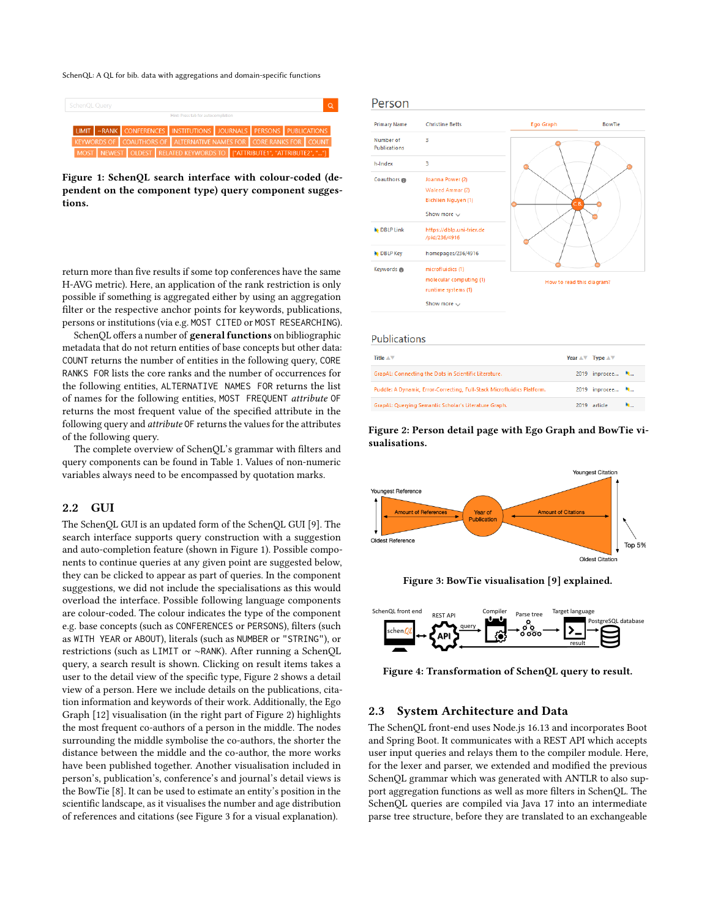Figure 1: SchenQL search interface with colour-coded (dependent on the component type) query component suggestions.

return more than five results if some top conferences have the same H-AVG metric). Here, an application of the rank restriction is only possible if something is aggregated either by using an aggregation filter or the respective anchor points for keywords, publications, persons or institutions (via e.g. MOST CITED or MOST RESEARCHING).

SchenQL offers a number of **general functions** on bibliographic metadata that do not return entities of base concepts but other data: COUNT returns the number of entities in the following query, CORE RANKS FOR lists the core ranks and the number of occurrences for the following entities, ALTERNATIVE NAMES FOR returns the list of names for the following entities, MOST FREQUENT *attribute* OF returns the most frequent value of the specified attribute in the following query and *attribute* OF returns the values for the attributes of the following query.

The complete overview of SchenQL's grammar with filters and query components can be found in Table 1. Values of non-numeric variables always need to be encompassed by quotation marks.

## 2.2 GUI

The SchenQL GUI is an updated form of the SchenQL GUI [9]. The search interface supports query construction with a suggestion and auto-completion feature (shown in Figure 1). Possible components to continue queries at any given point are suggested below, they can be clicked to appear as part of queries. In the component suggestions, we did not include the specialisations as this would overload the interface. Possible following language components are colour-coded. The colour indicates the type of the component e.g. base concepts (such as CONFERENCES or PERSONS), filters (such as WITH YEAR or ABOUT), literals (such as NUMBER or "STRING"), or restrictions (such as LIMIT or ~RANK). After running a SchenQL query, a search result is shown. Clicking on result items takes a user to the detail view of the specific type, Figure 2 shows a detail view of a person. Here we include details on the publications, citation information and keywords of their work. Additionally, the Ego Graph [12] visualisation (in the right part of Figure 2) highlights the most frequent co-authors of a person in the middle. The nodes surrounding the middle symbolise the co-authors, the shorter the distance between the middle and the co-author, the more works have been published together. Another visualisation included in person's, publication's, conference's and journal's detail views is the BowTie [8]. It can be used to estimate an entity's position in the scientific landscape, as it visualises the number and age distribution of references and citations (see Figure 3 for a visual explanation).

Figure 2: Person detail page with Ego Graph and BowTie visualisations.

Figure 3: BowTie visualisation [9] explained.

Figure 4: Transformation of SchenQL query to result.

## 2.3 System Architecture and Data

The SchenQL front-end uses Node.js 16.13 and incorporates Boot and Spring Boot. It communicates with a REST API which accepts user input queries and relays them to the compiler module. Here, for the lexer and parser, we extended and modified the previous SchenQL grammar which was generated with ANTLR to also support aggregation functions as well as more filters in SchenQL. The SchenQL queries are compiled via Java 17 into an intermediate parse tree structure, before they are translated to an exchangeable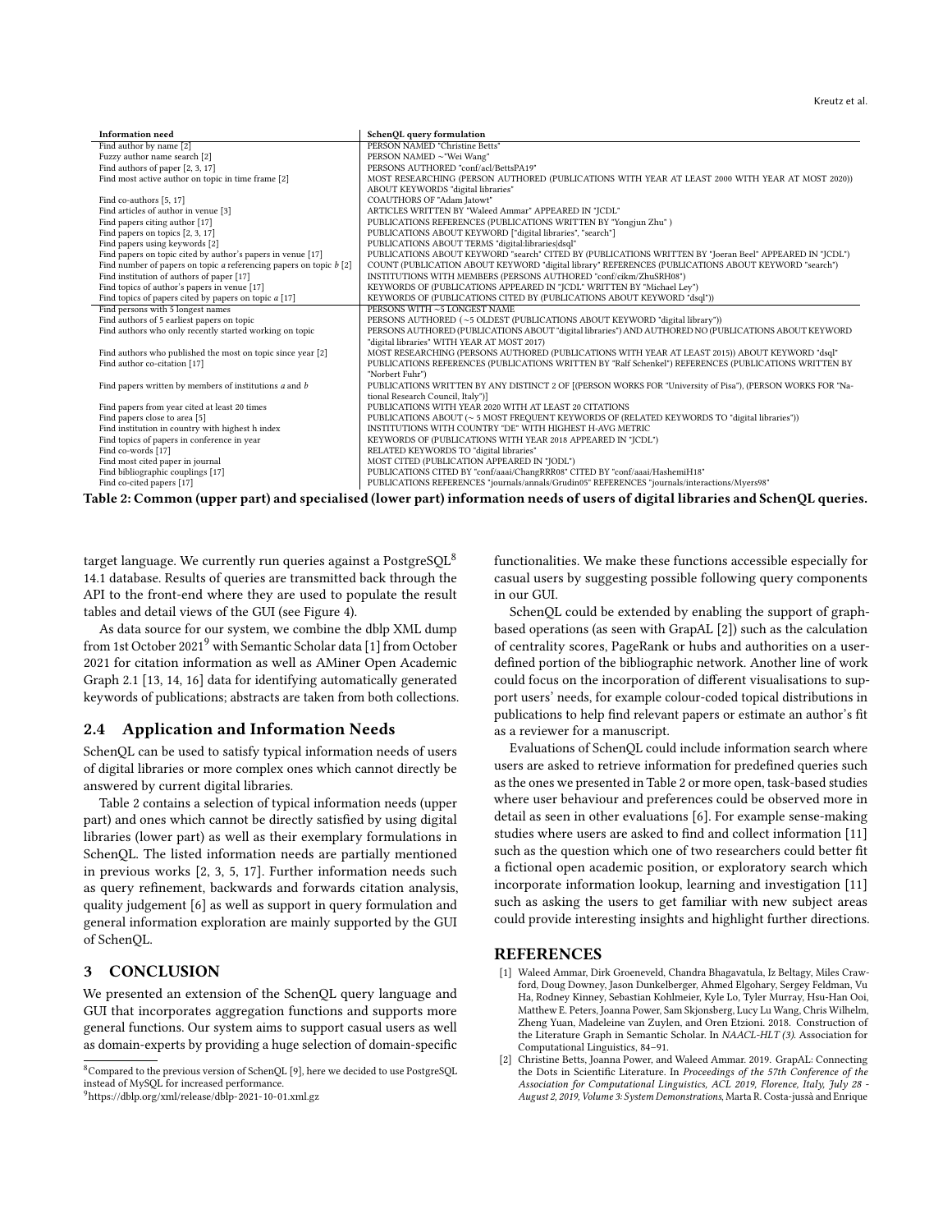| Information need | SchenQL query formulation |
|---|---|
| Find author by name [2] | PERSON NAMED "Christine Betts" |
| Fuzzy author name search [2] | PERSON NAMED ~"Wei Wang" |
| Find authors of paper [2, 3, 17] | PERSONS AUTHORED "conf/acl/BettsPA19" |
| Find most active author on topic in time frame [2] | MOST RESEARCHING (PERSON AUTHORED (PUBLICATIONS WITH YEAR AT LEAST 2000 WITH YEAR AT MOST 2020)) ABOUT KEYWORDS "digital libraries" |
| Find co-authors [5, 17] | COAUTHORS OF "Adam Jatowt" |
| Find articles of author in venue [3] | ARTICLES WRITTEN BY "Waleed Ammar" APPEARED IN "JCDL" |
| Find papers citing author [17] | PUBLICATIONS REFERENCES (PUBLICATIONS WRITTEN BY "Yongjun Zhu" ) |
| Find papers on topics [2, 3, 17] | PUBLICATIONS ABOUT KEYWORD ["digital libraries", "search"] |
| Find papers using keywords [2] | PUBLICATIONS ABOUT TERMS "digital:libraries\|dsql" |
| Find papers on topic cited by author's papers in venue [17] | PUBLICATIONS ABOUT KEYWORD "search" CITED BY (PUBLICATIONS WRITTEN BY "Joeran Beel" APPEARED IN "JCDL") |
| Find number of papers on topic *a* referencing papers on topic *b* [2] | COUNT (PUBLICATION ABOUT KEYWORD "digital library" REFERENCES (PUBLICATIONS ABOUT KEYWORD "search") |
| Find institution of authors of paper [17] | INSTITUTIONS WITH MEMBERS (PERSONS AUTHORED "conf/cikm/ZhuSRH08") |
| Find topics of author's papers in venue [17] | KEYWORDS OF (PUBLICATIONS APPEARED IN "JCDL" WRITTEN BY "Michael Ley") |
| Find topics of papers cited by papers on topic *a* [17] | KEYWORDS OF (PUBLICATIONS CITED BY (PUBLICATIONS ABOUT KEYWORD "dsql")) |
| Find persons with 5 longest names | PERSONS WITH ~5 LONGEST NAME |
| Find authors of 5 earliest papers on topic | PERSONS AUTHORED (~5 OLDEST (PUBLICATIONS ABOUT KEYWORD "digital library")) |
| Find authors who only recently started working on topic | PERSONS AUTHORED (PUBLICATIONS ABOUT "digital libraries") AND AUTHORED NO (PUBLICATIONS ABOUT KEYWORD "digital libraries" WITH YEAR AT MOST 2017) |
| Find authors who published the most on topic since year [2] | MOST RESEARCHING (PERSONS AUTHORED (PUBLICATIONS WITH YEAR AT LEAST 2015)) ABOUT KEYWORD "dsql" |
| Find author co-citation [17] | PUBLICATIONS REFERENCES (PUBLICATIONS WRITTEN BY "Ralf Schenkel") REFERENCES (PUBLICATIONS WRITTEN BY "Norbert Fuhr") |
| Find papers written by members of institutions *a* and *b* | PUBLICATIONS WRITTEN BY ANY DISTINCT 2 OF [(PERSON WORKS FOR "University of Pisa"), (PERSON WORKS FOR "National Research Council, Italy")] |
| Find papers from year cited at least 20 times | PUBLICATIONS WITH YEAR 2020 WITH AT LEAST 20 CITATIONS |
| Find papers close to area [5] | PUBLICATIONS ABOUT (~ 5 MOST FREQUENT KEYWORDS OF (RELATED KEYWORDS TO "digital libraries")) |
| Find institution in country with highest h index | INSTITUTIONS WITH COUNTRY "DE" WITH HIGHEST H-AVG METRIC |
| Find topics of papers in conference in year | KEYWORDS OF (PUBLICATIONS WITH YEAR 2018 APPEARED IN "JCDL") |
| Find co-words [17] | RELATED KEYWORDS TO "digital libraries" |
| Find most cited paper in journal | MOST CITED (PUBLICATION APPEARED IN "JODL") |
| Find bibliographic couplings [17] | PUBLICATIONS CITED BY "conf/aaai/ChangRR08" CITED BY "conf/aaai/HashemiH18" |
| Find co-cited papers [17] | PUBLICATIONS REFERENCES "journals/annals/Grudin05" REFERENCES "journals/interactions/Myers98" |

**Table 2: Common (upper part) and specialised (lower part) information needs of users of digital libraries and SchenQL queries.**

target language. We currently run queries against a PostgreSQL[8] 14.1 database. Results of queries are transmitted back through the API to the front-end where they are used to populate the result tables and detail views of the GUI (see Figure 4).

As data source for our system, we combine the dblp XML dump from 1st October 2021[9] with Semantic Scholar data [1] from October 2021 for citation information as well as AMiner Open Academic Graph 2.1 [13, 14, 16] data for identifying automatically generated keywords of publications; abstracts are taken from both collections.

## 2.4 Application and Information Needs

SchenQL can be used to satisfy typical information needs of users of digital libraries or more complex ones which cannot directly be answered by current digital libraries.

Table 2 contains a selection of typical information needs (upper part) and ones which cannot be directly satisfied by using digital libraries (lower part) as well as their exemplary formulations in SchenQL. The listed information needs are partially mentioned in previous works [2, 3, 5, 17]. Further information needs such as query refinement, backwards and forwards citation analysis, quality judgement [6] as well as support in query formulation and general information exploration are mainly supported by the GUI of SchenQL.

# 3 CONCLUSION

We presented an extension of the SchenQL query language and GUI that incorporates aggregation functions and supports more general functions. Our system aims to support casual users as well as domain-experts by providing a huge selection of domain-specific functionalities. We make these functions accessible especially for casual users by suggesting possible following query components in our GUI.

SchenQL could be extended by enabling the support of graph-based operations (as seen with GrapAL [2]) such as the calculation of centrality scores, PageRank or hubs and authorities on a user-defined portion of the bibliographic network. Another line of work could focus on the incorporation of different visualisations to support users' needs, for example colour-coded topical distributions in publications to help find relevant papers or estimate an author's fit as a reviewer for a manuscript.

Evaluations of SchenQL could include information search where users are asked to retrieve information for predefined queries such as the ones we presented in Table 2 or more open, task-based studies where user behaviour and preferences could be observed more in detail as seen in other evaluations [6]. For example sense-making studies where users are asked to find and collect information [11] such as the question which one of two researchers could better fit a fictional open academic position, or exploratory search which incorporate information lookup, learning and investigation [11] such as asking the users to get familiar with new subject areas could provide interesting insights and highlight further directions.

[8] Compared to the previous version of SchenQL [9], here we decided to use PostgreSQL instead of MySQL for increased performance.

[9] https://dblp.org/xml/release/dblp-2021-10-01.xml.gz

# REFERENCES

[1] Waleed Ammar, Dirk Groeneveld, Chandra Bhagavatula, Iz Beltagy, Miles Crawford, Doug Downey, Jason Dunkelberger, Ahmed Elgohary, Sergey Feldman, Vu Ha, Rodney Kinney, Sebastian Kohlmeier, Kyle Lo, Tyler Murray, Hsu-Han Ooi, Matthew E. Peters, Joanna Power, Sam Skjonsberg, Lucy Lu Wang, Chris Wilhelm, Zheng Yuan, Madeleine van Zuylen, and Oren Etzioni. 2018. Construction of the Literature Graph in Semantic Scholar. In *NAACL-HLT (3)*. Association for Computational Linguistics, 84–91.

[2] Christine Betts, Joanna Power, and Waleed Ammar. 2019. GrapAL: Connecting the Dots in Scientific Literature. In *Proceedings of the 57th Conference of the Association for Computational Linguistics, ACL 2019, Florence, Italy, July 28 - August 2, 2019, Volume 3: System Demonstrations*, Marta R. Costa-jussà and Enrique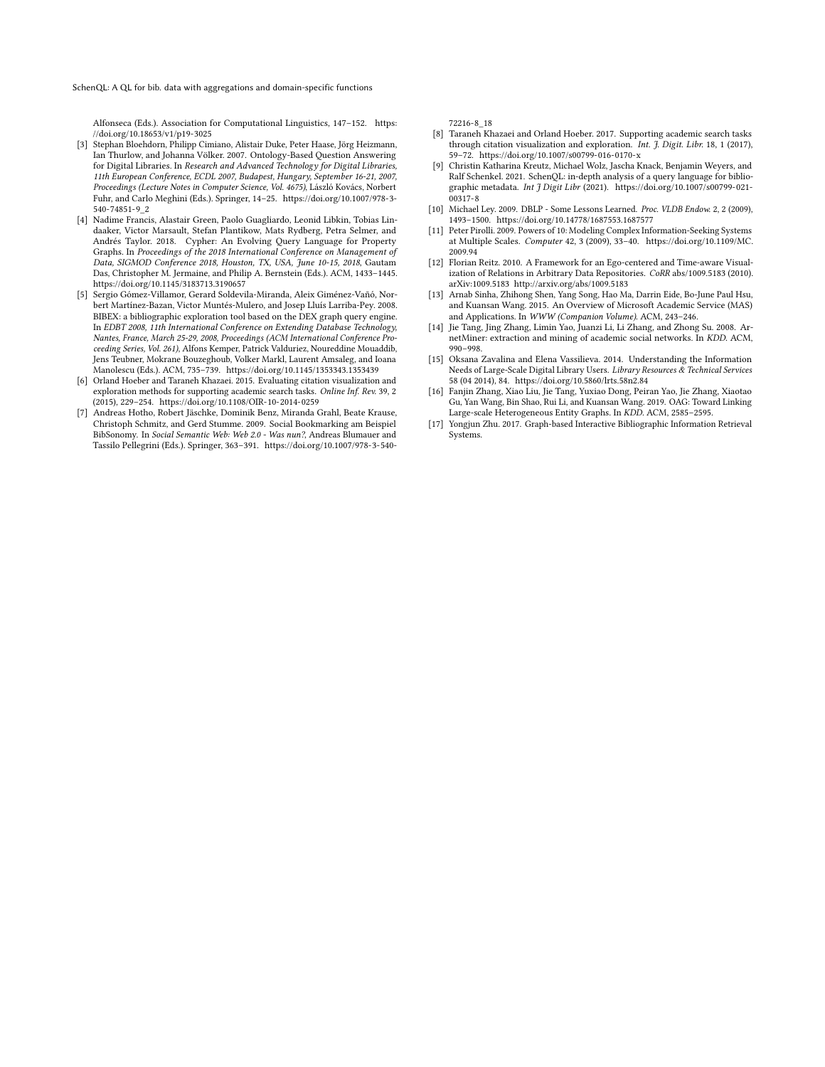Alfonseca (Eds.). Association for Computational Linguistics, 147–152. https://doi.org/10.18653/v1/p19-3025

[3] Stephan Bloehdorn, Philipp Cimiano, Alistair Duke, Peter Haase, Jörg Heizmann, Ian Thurlow, and Johanna Völker. 2007. Ontology-Based Question Answering for Digital Libraries. In *Research and Advanced Technology for Digital Libraries, 11th European Conference, ECDL 2007, Budapest, Hungary, September 16-21, 2007, Proceedings (Lecture Notes in Computer Science, Vol. 4675)*, László Kovács, Norbert Fuhr, and Carlo Meghini (Eds.). Springer, 14–25. https://doi.org/10.1007/978-3-540-74851-9_2

[4] Nadime Francis, Alastair Green, Paolo Guagliardo, Leonid Libkin, Tobias Lindaaker, Victor Marsault, Stefan Plantikow, Mats Rydberg, Petra Selmer, and Andrés Taylor. 2018. Cypher: An Evolving Query Language for Property Graphs. In *Proceedings of the 2018 International Conference on Management of Data, SIGMOD Conference 2018, Houston, TX, USA, June 10-15, 2018*, Gautam Das, Christopher M. Jermaine, and Philip A. Bernstein (Eds.). ACM, 1433–1445. https://doi.org/10.1145/3183713.3190657

[5] Sergio Gómez-Villamor, Gerard Soldevila-Miranda, Aleix Giménez-Vañó, Norbert Martínez-Bazan, Victor Muntés-Mulero, and Josep Lluís Larriba-Pey. 2008. BIBEX: a bibliographic exploration tool based on the DEX graph query engine. In *EDBT 2008, 11th International Conference on Extending Database Technology, Nantes, France, March 25-29, 2008, Proceedings (ACM International Conference Proceeding Series, Vol. 261)*, Alfons Kemper, Patrick Valduriez, Noureddine Mouaddib, Jens Teubner, Mokrane Bouzeghoub, Volker Markl, Laurent Amsaleg, and Ioana Manolescu (Eds.). ACM, 735–739. https://doi.org/10.1145/1353343.1353439

[6] Orland Hoeber and Taraneh Khazaei. 2015. Evaluating citation visualization and exploration methods for supporting academic search tasks. *Online Inf. Rev.* 39, 2 (2015), 229–254. https://doi.org/10.1108/OIR-10-2014-0259

[7] Andreas Hotho, Robert Jäschke, Dominik Benz, Miranda Grahl, Beate Krause, Christoph Schmitz, and Gerd Stumme. 2009. Social Bookmarking am Beispiel BibSonomy. In *Social Semantic Web: Web 2.0 - Was nun?*, Andreas Blumauer and Tassilo Pellegrini (Eds.). Springer, 363–391. https://doi.org/10.1007/978-3-540-72216-8_18

[8] Taraneh Khazaei and Orland Hoeber. 2017. Supporting academic search tasks through citation visualization and exploration. *Int. J. Digit. Libr.* 18, 1 (2017), 59–72. https://doi.org/10.1007/s00799-016-0170-x

[9] Christin Katharina Kreutz, Michael Wolz, Jascha Knack, Benjamin Weyers, and Ralf Schenkel. 2021. SchenQL: in-depth analysis of a query language for bibliographic metadata. *Int J Digit Libr* (2021). https://doi.org/10.1007/s00799-021-00317-8

[10] Michael Ley. 2009. DBLP - Some Lessons Learned. *Proc. VLDB Endow.* 2, 2 (2009), 1493–1500. https://doi.org/10.14778/1687553.1687577

[11] Peter Pirolli. 2009. Powers of 10: Modeling Complex Information-Seeking Systems at Multiple Scales. *Computer* 42, 3 (2009), 33–40. https://doi.org/10.1109/MC.2009.94

[12] Florian Reitz. 2010. A Framework for an Ego-centered and Time-aware Visualization of Relations in Arbitrary Data Repositories. *CoRR* abs/1009.5183 (2010). arXiv:1009.5183 http://arxiv.org/abs/1009.5183

[13] Arnab Sinha, Zhihong Shen, Yang Song, Hao Ma, Darrin Eide, Bo-June Paul Hsu, and Kuansan Wang. 2015. An Overview of Microsoft Academic Service (MAS) and Applications. In *WWW (Companion Volume)*. ACM, 243–246.

[14] Jie Tang, Jing Zhang, Limin Yao, Juanzi Li, Li Zhang, and Zhong Su. 2008. ArnetMiner: extraction and mining of academic social networks. In *KDD*. ACM, 990–998.

[15] Oksana Zavalina and Elena Vassilieva. 2014. Understanding the Information Needs of Large-Scale Digital Library Users. *Library Resources & Technical Services* 58 (04 2014), 84. https://doi.org/10.5860/lrts.58n2.84

[16] Fanjin Zhang, Xiao Liu, Jie Tang, Yuxiao Dong, Peiran Yao, Jie Zhang, Xiaotao Gu, Yan Wang, Bin Shao, Rui Li, and Kuansan Wang. 2019. OAG: Toward Linking Large-scale Heterogeneous Entity Graphs. In *KDD*. ACM, 2585–2595.

[17] Yongjun Zhu. 2017. Graph-based Interactive Bibliographic Information Retrieval Systems.